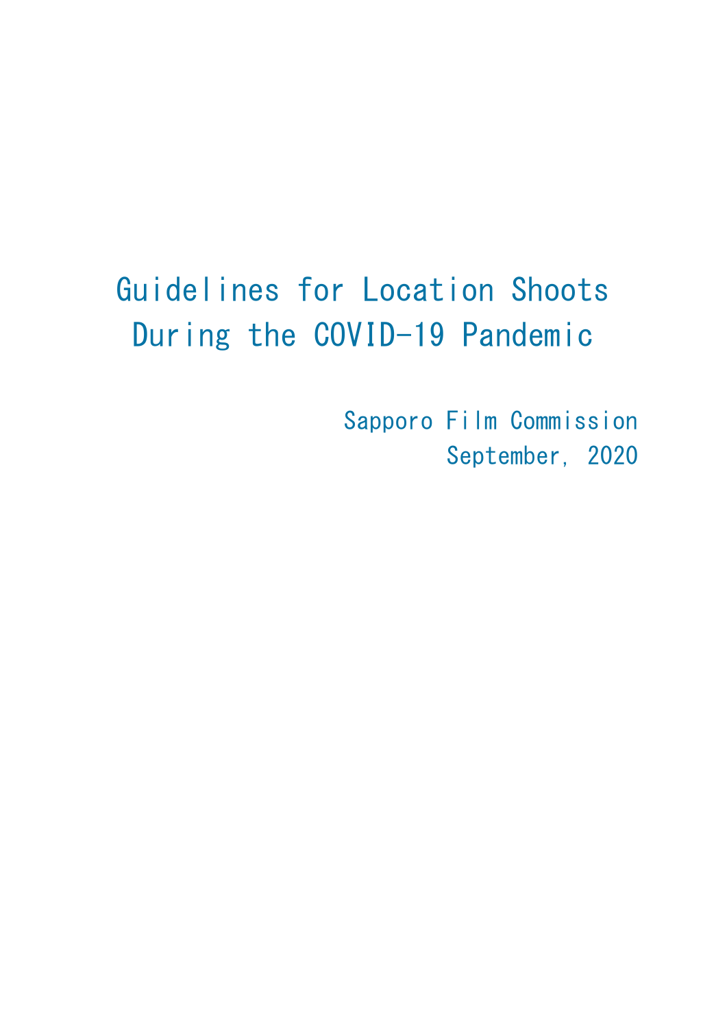# Guidelines for Location Shoots During the COVID-19 Pandemic

Sapporo Film Commission
September, 2020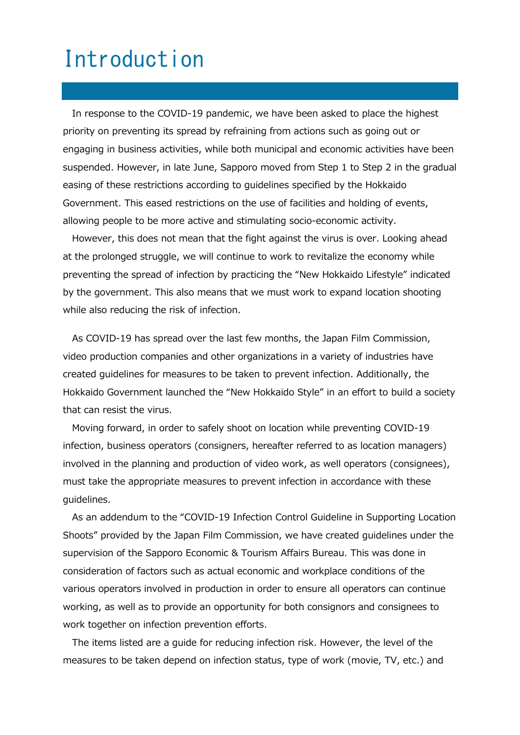# Introduction

In response to the COVID-19 pandemic, we have been asked to place the highest priority on preventing its spread by refraining from actions such as going out or engaging in business activities, while both municipal and economic activities have been suspended. However, in late June, Sapporo moved from Step 1 to Step 2 in the gradual easing of these restrictions according to guidelines specified by the Hokkaido Government. This eased restrictions on the use of facilities and holding of events, allowing people to be more active and stimulating socio-economic activity.

However, this does not mean that the fight against the virus is over. Looking ahead at the prolonged struggle, we will continue to work to revitalize the economy while preventing the spread of infection by practicing the “New Hokkaido Lifestyle” indicated by the government. This also means that we must work to expand location shooting while also reducing the risk of infection.

As COVID-19 has spread over the last few months, the Japan Film Commission, video production companies and other organizations in a variety of industries have created guidelines for measures to be taken to prevent infection. Additionally, the Hokkaido Government launched the “New Hokkaido Style” in an effort to build a society that can resist the virus.

Moving forward, in order to safely shoot on location while preventing COVID-19 infection, business operators (consigners, hereafter referred to as location managers) involved in the planning and production of video work, as well operators (consignees), must take the appropriate measures to prevent infection in accordance with these guidelines.

As an addendum to the “COVID-19 Infection Control Guideline in Supporting Location Shoots” provided by the Japan Film Commission, we have created guidelines under the supervision of the Sapporo Economic & Tourism Affairs Bureau. This was done in consideration of factors such as actual economic and workplace conditions of the various operators involved in production in order to ensure all operators can continue working, as well as to provide an opportunity for both consignors and consignees to work together on infection prevention efforts.

The items listed are a guide for reducing infection risk. However, the level of the measures to be taken depend on infection status, type of work (movie, TV, etc.) and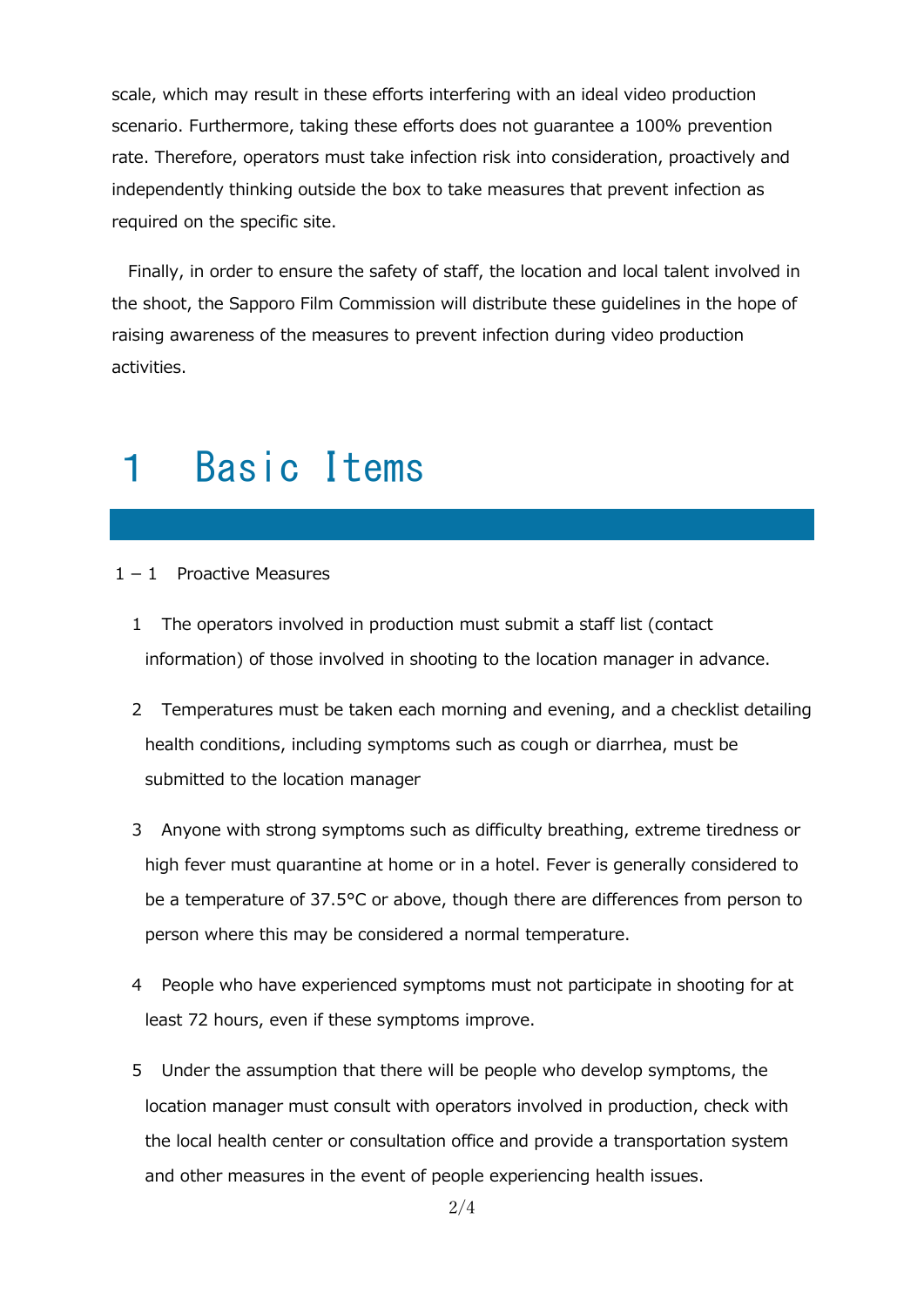scale, which may result in these efforts interfering with an ideal video production scenario. Furthermore, taking these efforts does not guarantee a 100% prevention rate. Therefore, operators must take infection risk into consideration, proactively and independently thinking outside the box to take measures that prevent infection as required on the specific site.

Finally, in order to ensure the safety of staff, the location and local talent involved in the shoot, the Sapporo Film Commission will distribute these guidelines in the hope of raising awareness of the measures to prevent infection during video production activities.

# 1　Basic Items

## 1－1　Proactive Measures

1　The operators involved in production must submit a staff list (contact information) of those involved in shooting to the location manager in advance.

2　Temperatures must be taken each morning and evening, and a checklist detailing health conditions, including symptoms such as cough or diarrhea, must be submitted to the location manager

3　Anyone with strong symptoms such as difficulty breathing, extreme tiredness or high fever must quarantine at home or in a hotel. Fever is generally considered to be a temperature of 37.5°C or above, though there are differences from person to person where this may be considered a normal temperature.

4　People who have experienced symptoms must not participate in shooting for at least 72 hours, even if these symptoms improve.

5　Under the assumption that there will be people who develop symptoms, the location manager must consult with operators involved in production, check with the local health center or consultation office and provide a transportation system and other measures in the event of people experiencing health issues.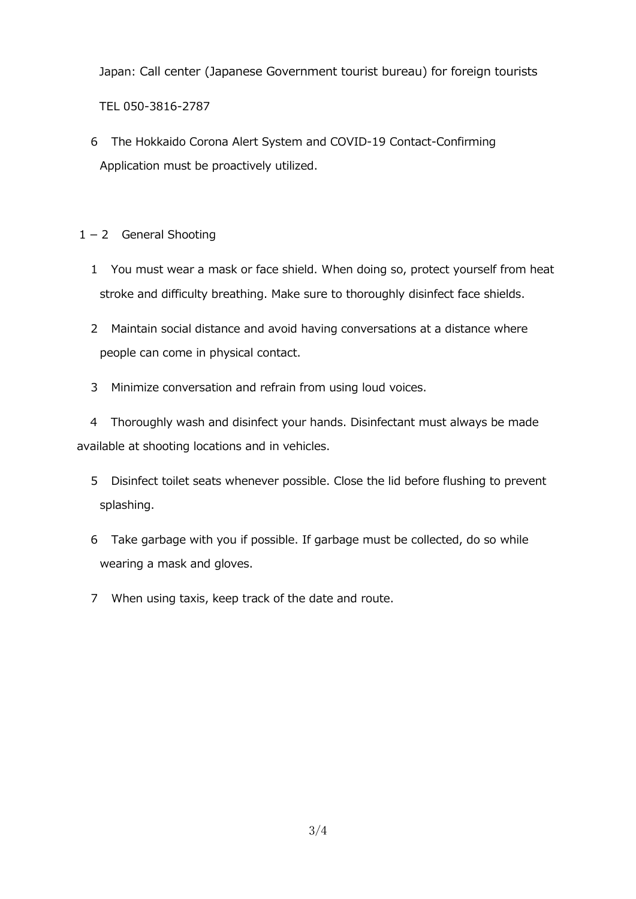Japan: Call center (Japanese Government tourist bureau) for foreign tourists

TEL 050-3816-2787

6　The Hokkaido Corona Alert System and COVID-19 Contact-Confirming Application must be proactively utilized.

## 1－2　General Shooting

1　You must wear a mask or face shield. When doing so, protect yourself from heat stroke and difficulty breathing. Make sure to thoroughly disinfect face shields.

2　Maintain social distance and avoid having conversations at a distance where people can come in physical contact.

3　Minimize conversation and refrain from using loud voices.

4　Thoroughly wash and disinfect your hands. Disinfectant must always be made available at shooting locations and in vehicles.

5　Disinfect toilet seats whenever possible. Close the lid before flushing to prevent splashing.

6　Take garbage with you if possible. If garbage must be collected, do so while wearing a mask and gloves.

7　When using taxis, keep track of the date and route.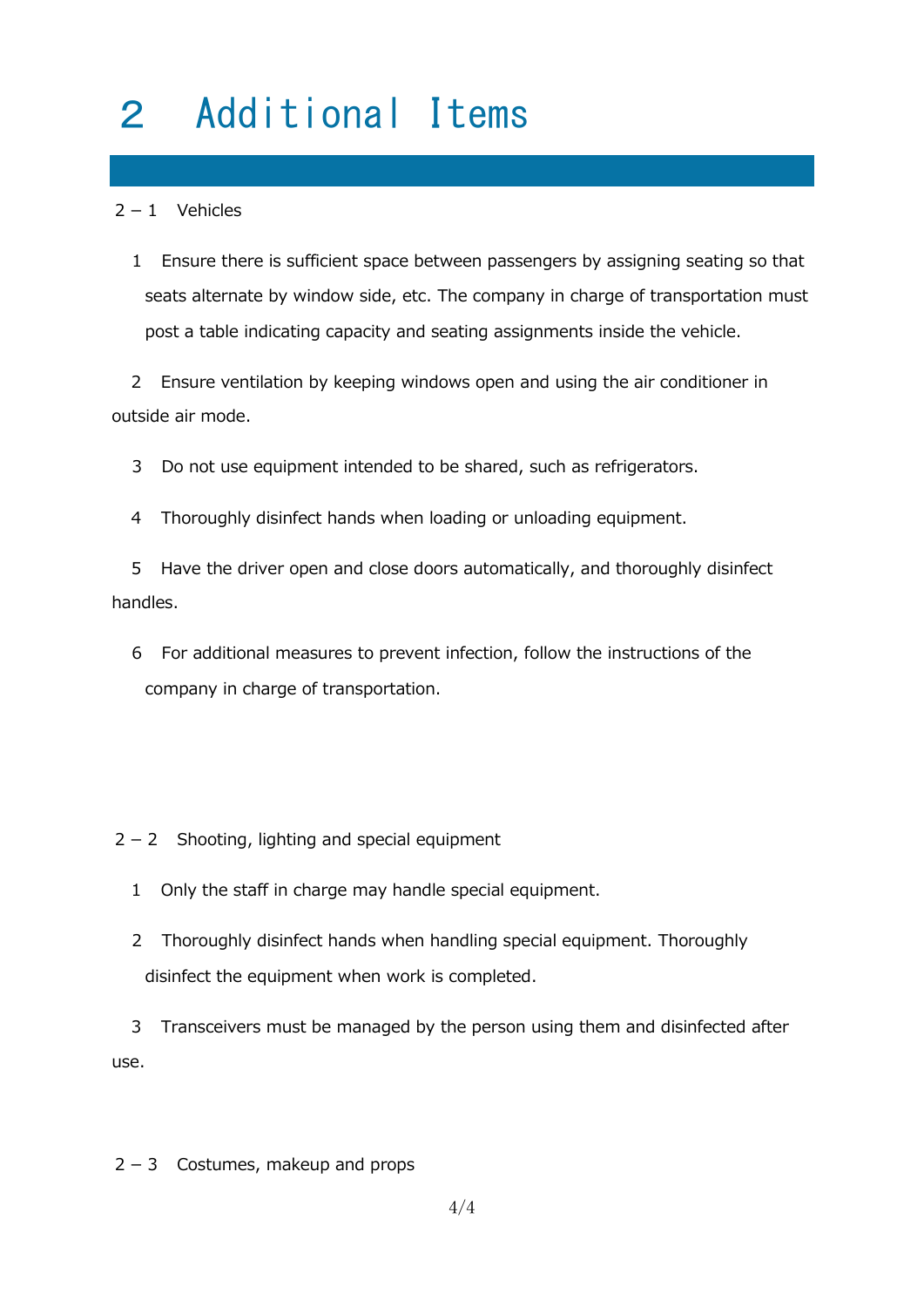# 2　Additional Items

## 2 – 1　Vehicles

1　Ensure there is sufficient space between passengers by assigning seating so that seats alternate by window side, etc. The company in charge of transportation must post a table indicating capacity and seating assignments inside the vehicle.

2　Ensure ventilation by keeping windows open and using the air conditioner in outside air mode.

3　Do not use equipment intended to be shared, such as refrigerators.

4　Thoroughly disinfect hands when loading or unloading equipment.

5　Have the driver open and close doors automatically, and thoroughly disinfect handles.

6　For additional measures to prevent infection, follow the instructions of the company in charge of transportation.

## 2 – 2　Shooting, lighting and special equipment

1　Only the staff in charge may handle special equipment.

2　Thoroughly disinfect hands when handling special equipment. Thoroughly disinfect the equipment when work is completed.

3　Transceivers must be managed by the person using them and disinfected after use.

## 2 – 3　Costumes, makeup and props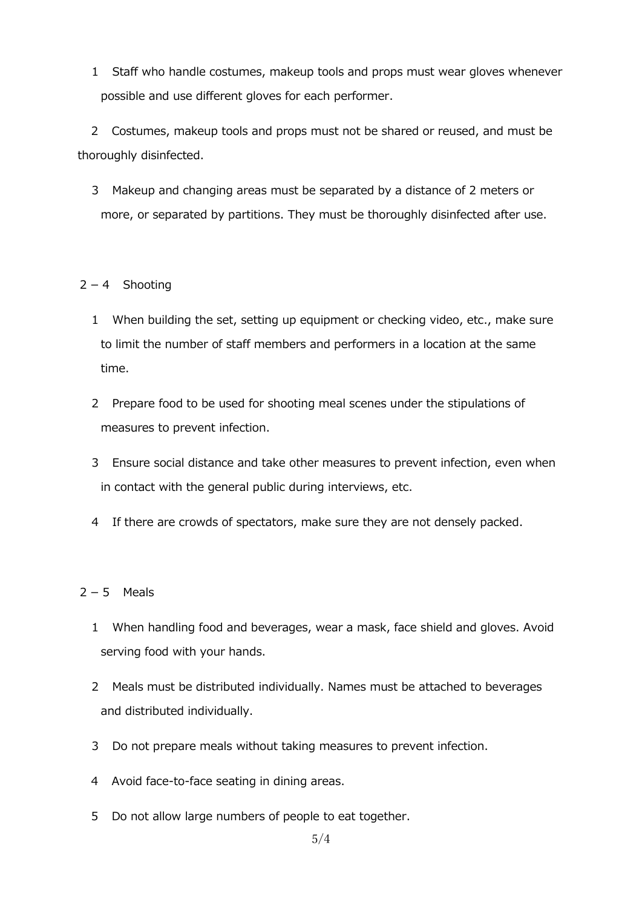1 Staff who handle costumes, makeup tools and props must wear gloves whenever possible and use different gloves for each performer.

2 Costumes, makeup tools and props must not be shared or reused, and must be thoroughly disinfected.

3 Makeup and changing areas must be separated by a distance of 2 meters or more, or separated by partitions. They must be thoroughly disinfected after use.

## 2 – 4 Shooting

1 When building the set, setting up equipment or checking video, etc., make sure to limit the number of staff members and performers in a location at the same time.

2 Prepare food to be used for shooting meal scenes under the stipulations of measures to prevent infection.

3 Ensure social distance and take other measures to prevent infection, even when in contact with the general public during interviews, etc.

4 If there are crowds of spectators, make sure they are not densely packed.

## 2 – 5 Meals

1 When handling food and beverages, wear a mask, face shield and gloves. Avoid serving food with your hands.

2 Meals must be distributed individually. Names must be attached to beverages and distributed individually.

3 Do not prepare meals without taking measures to prevent infection.

4 Avoid face-to-face seating in dining areas.

5 Do not allow large numbers of people to eat together.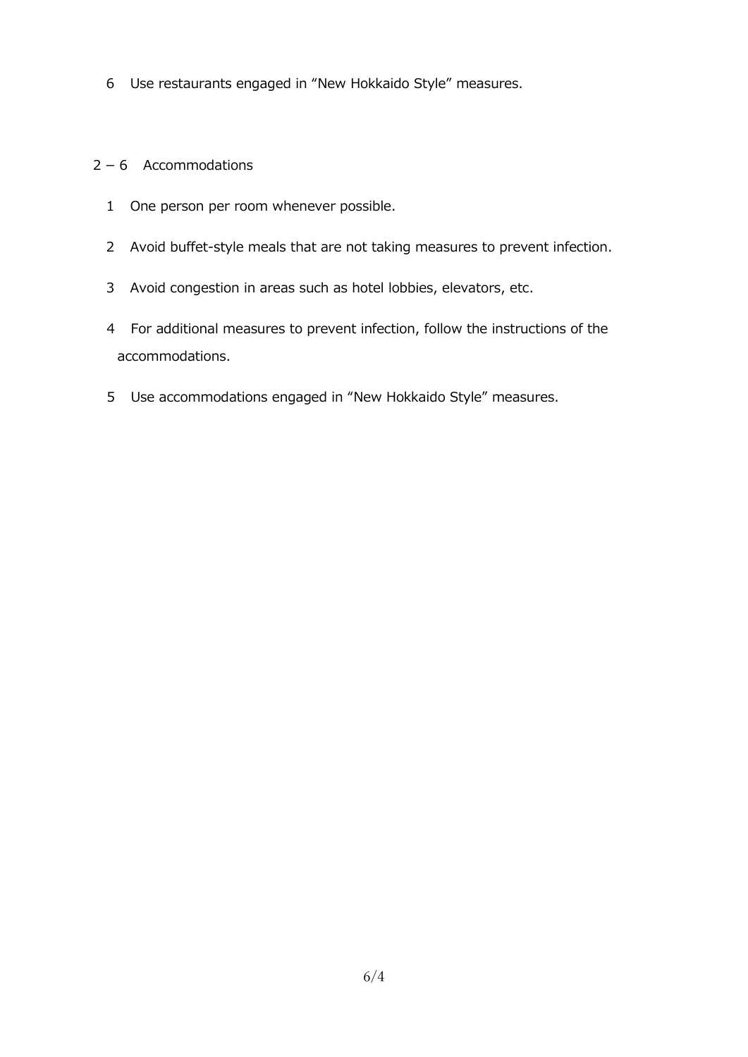6 Use restaurants engaged in "New Hokkaido Style" measures.

## 2 – 6 Accommodations

1 One person per room whenever possible.

2 Avoid buffet-style meals that are not taking measures to prevent infection.

3 Avoid congestion in areas such as hotel lobbies, elevators, etc.

4 For additional measures to prevent infection, follow the instructions of the accommodations.

5 Use accommodations engaged in "New Hokkaido Style" measures.